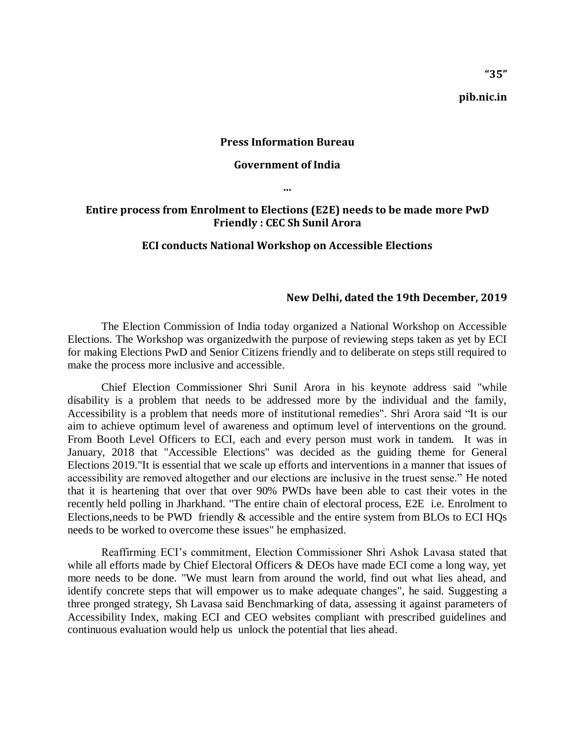**"35"**

**pib.nic.in**

**Press Information Bureau**

**Government of India**

**...**

## Entire process from Enrolment to Elections (E2E) needs to be made more PwD Friendly : CEC Sh Sunil Arora

### ECI conducts National Workshop on Accessible Elections

**New Delhi, dated the 19th December, 2019**

The Election Commission of India today organized a National Workshop on Accessible Elections. The Workshop was organizedwith the purpose of reviewing steps taken as yet by ECI for making Elections PwD and Senior Citizens friendly and to deliberate on steps still required to make the process more inclusive and accessible.

Chief Election Commissioner Shri Sunil Arora in his keynote address said "while disability is a problem that needs to be addressed more by the individual and the family, Accessibility is a problem that needs more of institutional remedies". Shri Arora said "It is our aim to achieve optimum level of awareness and optimum level of interventions on the ground. From Booth Level Officers to ECI, each and every person must work in tandem. It was in January, 2018 that "Accessible Elections" was decided as the guiding theme for General Elections 2019."It is essential that we scale up efforts and interventions in a manner that issues of accessibility are removed altogether and our elections are inclusive in the truest sense." He noted that it is heartening that over that over 90% PWDs have been able to cast their votes in the recently held polling in Jharkhand. "The entire chain of electoral process, E2E i.e. Enrolment to Elections,needs to be PWD friendly & accessible and the entire system from BLOs to ECI HQs needs to be worked to overcome these issues" he emphasized.

Reaffirming ECI's commitment, Election Commissioner Shri Ashok Lavasa stated that while all efforts made by Chief Electoral Officers & DEOs have made ECI come a long way, yet more needs to be done. "We must learn from around the world, find out what lies ahead, and identify concrete steps that will empower us to make adequate changes", he said. Suggesting a three pronged strategy, Sh Lavasa said Benchmarking of data, assessing it against parameters of Accessibility Index, making ECI and CEO websites compliant with prescribed guidelines and continuous evaluation would help us unlock the potential that lies ahead.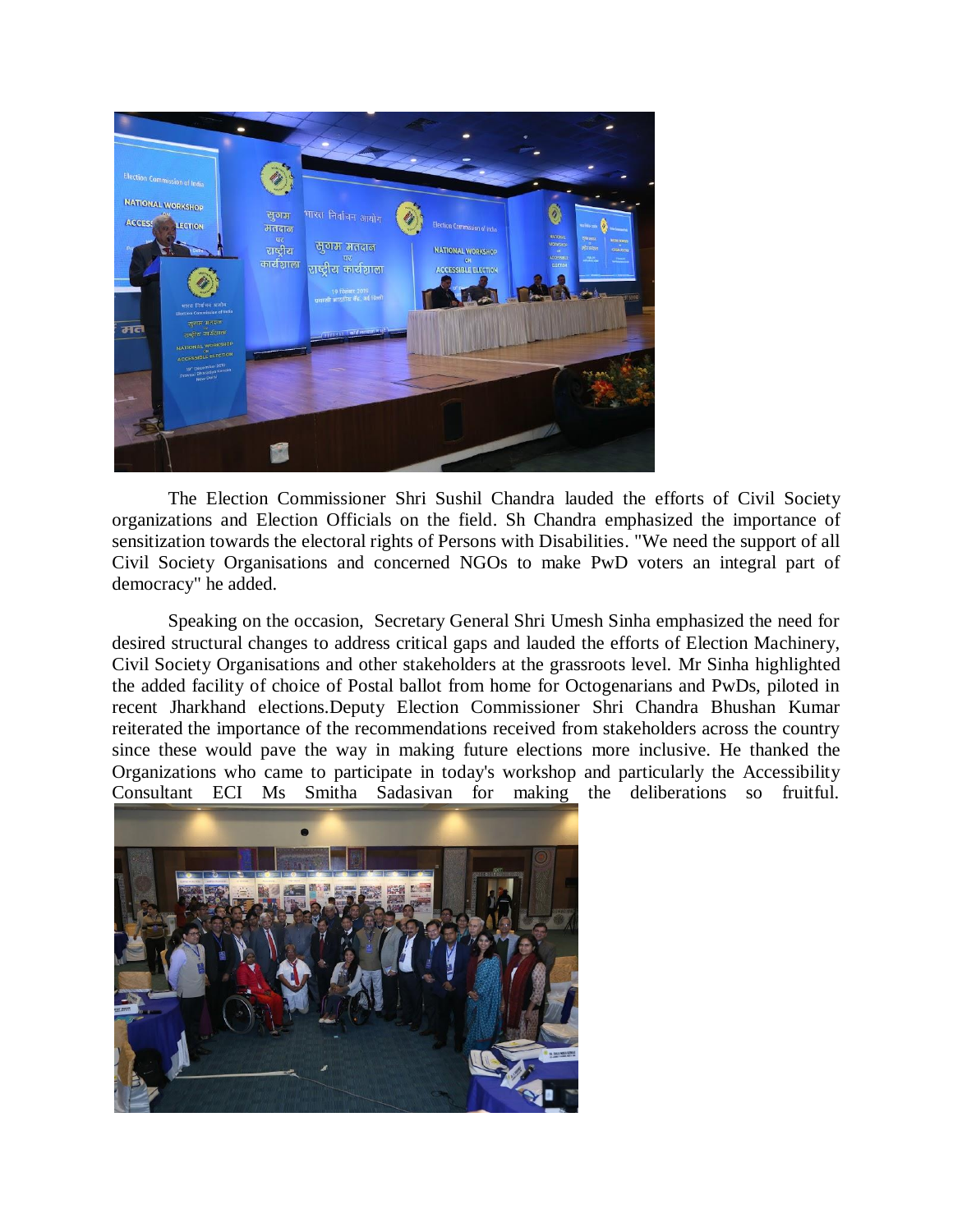The Election Commissioner Shri Sushil Chandra lauded the efforts of Civil Society organizations and Election Officials on the field. Sh Chandra emphasized the importance of sensitization towards the electoral rights of Persons with Disabilities. "We need the support of all Civil Society Organisations and concerned NGOs to make PwD voters an integral part of democracy" he added.

Speaking on the occasion, Secretary General Shri Umesh Sinha emphasized the need for desired structural changes to address critical gaps and lauded the efforts of Election Machinery, Civil Society Organisations and other stakeholders at the grassroots level. Mr Sinha highlighted the added facility of choice of Postal ballot from home for Octogenarians and PwDs, piloted in recent Jharkhand elections.Deputy Election Commissioner Shri Chandra Bhushan Kumar reiterated the importance of the recommendations received from stakeholders across the country since these would pave the way in making future elections more inclusive. He thanked the Organizations who came to participate in today's workshop and particularly the Accessibility Consultant ECI Ms Smitha Sadasivan for making the deliberations so fruitful.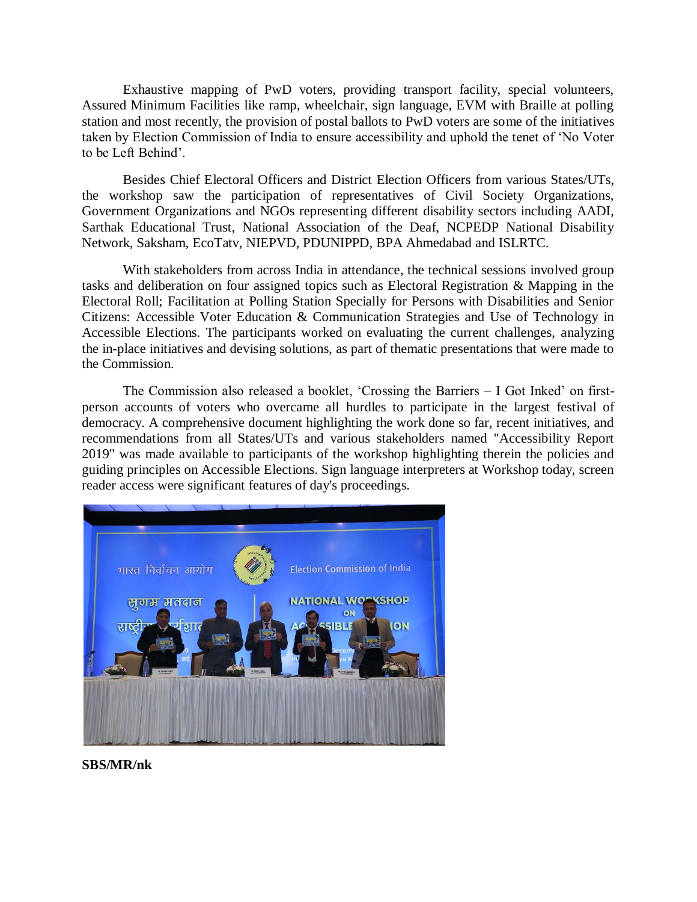Exhaustive mapping of PwD voters, providing transport facility, special volunteers, Assured Minimum Facilities like ramp, wheelchair, sign language, EVM with Braille at polling station and most recently, the provision of postal ballots to PwD voters are some of the initiatives taken by Election Commission of India to ensure accessibility and uphold the tenet of 'No Voter to be Left Behind'.

Besides Chief Electoral Officers and District Election Officers from various States/UTs, the workshop saw the participation of representatives of Civil Society Organizations, Government Organizations and NGOs representing different disability sectors including AADI, Sarthak Educational Trust, National Association of the Deaf, NCPEDP National Disability Network, Saksham, EcoTatv, NIEPVD, PDUNIPPD, BPA Ahmedabad and ISLRTC.

With stakeholders from across India in attendance, the technical sessions involved group tasks and deliberation on four assigned topics such as Electoral Registration & Mapping in the Electoral Roll; Facilitation at Polling Station Specially for Persons with Disabilities and Senior Citizens: Accessible Voter Education & Communication Strategies and Use of Technology in Accessible Elections. The participants worked on evaluating the current challenges, analyzing the in-place initiatives and devising solutions, as part of thematic presentations that were made to the Commission.

The Commission also released a booklet, 'Crossing the Barriers – I Got Inked' on first-person accounts of voters who overcame all hurdles to participate in the largest festival of democracy. A comprehensive document highlighting the work done so far, recent initiatives, and recommendations from all States/UTs and various stakeholders named "Accessibility Report 2019" was made available to participants of the workshop highlighting therein the policies and guiding principles on Accessible Elections. Sign language interpreters at Workshop today, screen reader access were significant features of day's proceedings.

**SBS/MR/nk**